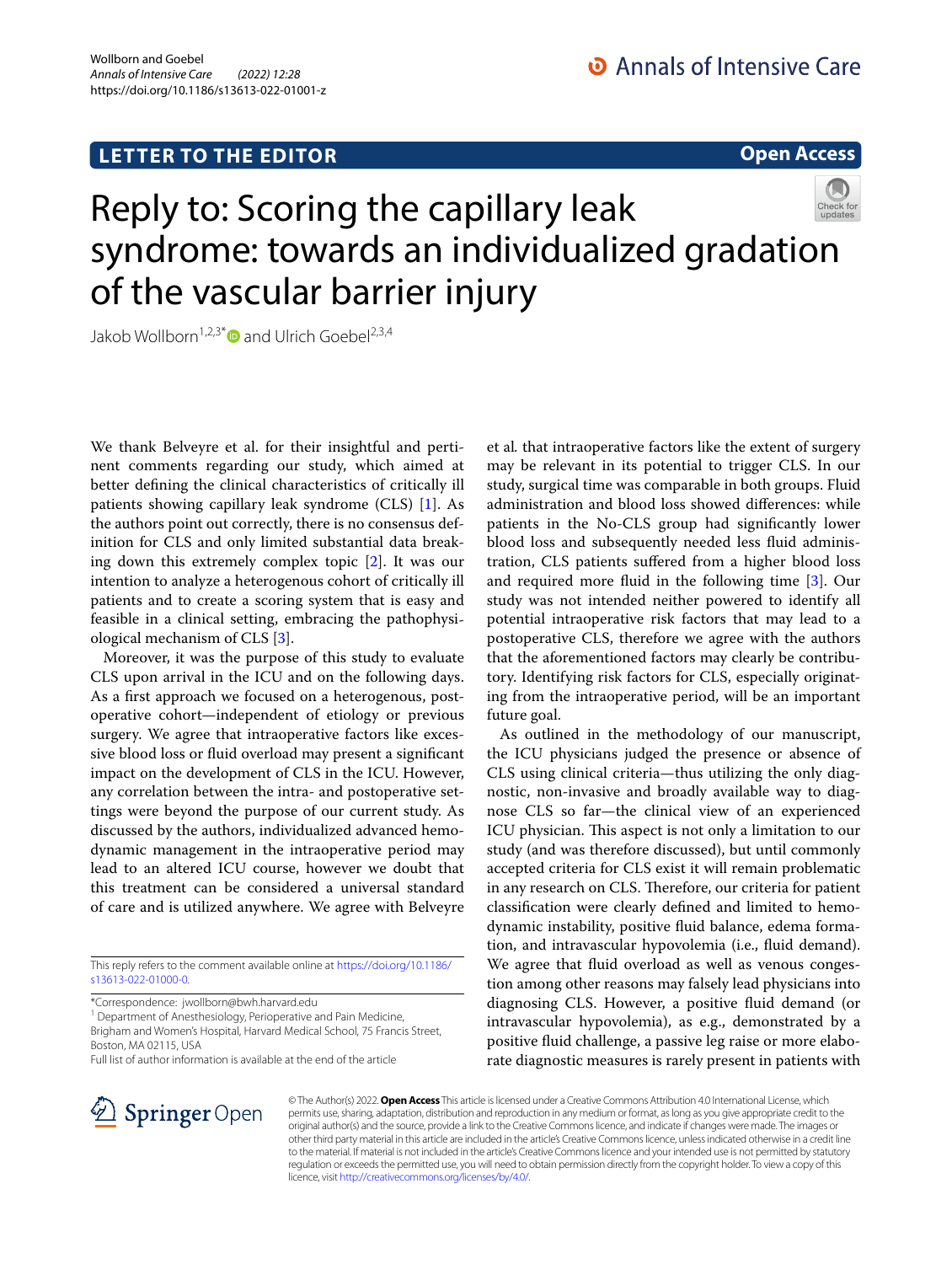LETTER TO THE EDITOR

Open Access

# Reply to: Scoring the capillary leak syndrome: towards an individualized gradation of the vascular barrier injury

Jakob Wollborn[1,2,3*] and Ulrich Goebel[2,3,4]

We thank Belveyre et al. for their insightful and pertinent comments regarding our study, which aimed at better defining the clinical characteristics of critically ill patients showing capillary leak syndrome (CLS) [1]. As the authors point out correctly, there is no consensus definition for CLS and only limited substantial data breaking down this extremely complex topic [2]. It was our intention to analyze a heterogenous cohort of critically ill patients and to create a scoring system that is easy and feasible in a clinical setting, embracing the pathophysiological mechanism of CLS [3].

Moreover, it was the purpose of this study to evaluate CLS upon arrival in the ICU and on the following days. As a first approach we focused on a heterogenous, postoperative cohort—independent of etiology or previous surgery. We agree that intraoperative factors like excessive blood loss or fluid overload may present a significant impact on the development of CLS in the ICU. However, any correlation between the intra- and postoperative settings were beyond the purpose of our current study. As discussed by the authors, individualized advanced hemodynamic management in the intraoperative period may lead to an altered ICU course, however we doubt that this treatment can be considered a universal standard of care and is utilized anywhere. We agree with Belveyre et al. that intraoperative factors like the extent of surgery may be relevant in its potential to trigger CLS. In our study, surgical time was comparable in both groups. Fluid administration and blood loss showed differences: while patients in the No-CLS group had significantly lower blood loss and subsequently needed less fluid administration, CLS patients suffered from a higher blood loss and required more fluid in the following time [3]. Our study was not intended neither powered to identify all potential intraoperative risk factors that may lead to a postoperative CLS, therefore we agree with the authors that the aforementioned factors may clearly be contributory. Identifying risk factors for CLS, especially originating from the intraoperative period, will be an important future goal.

As outlined in the methodology of our manuscript, the ICU physicians judged the presence or absence of CLS using clinical criteria—thus utilizing the only diagnostic, non-invasive and broadly available way to diagnose CLS so far—the clinical view of an experienced ICU physician. This aspect is not only a limitation to our study (and was therefore discussed), but until commonly accepted criteria for CLS exist it will remain problematic in any research on CLS. Therefore, our criteria for patient classification were clearly defined and limited to hemodynamic instability, positive fluid balance, edema formation, and intravascular hypovolemia (i.e., fluid demand). We agree that fluid overload as well as venous congestion among other reasons may falsely lead physicians into diagnosing CLS. However, a positive fluid demand (or intravascular hypovolemia), as e.g., demonstrated by a positive fluid challenge, a passive leg raise or more elaborate diagnostic measures is rarely present in patients with

This reply refers to the comment available online at https://doi.org/10.1186/s13613-022-01000-0.

*Correspondence: jwollborn@bwh.harvard.edu

[1] Department of Anesthesiology, Perioperative and Pain Medicine, Brigham and Women's Hospital, Harvard Medical School, 75 Francis Street, Boston, MA 02115, USA

Full list of author information is available at the end of the article

© The Author(s) 2022. **Open Access** This article is licensed under a Creative Commons Attribution 4.0 International License, which permits use, sharing, adaptation, distribution and reproduction in any medium or format, as long as you give appropriate credit to the original author(s) and the source, provide a link to the Creative Commons licence, and indicate if changes were made. The images or other third party material in this article are included in the article's Creative Commons licence, unless indicated otherwise in a credit line to the material. If material is not included in the article's Creative Commons licence and your intended use is not permitted by statutory regulation or exceeds the permitted use, you will need to obtain permission directly from the copyright holder. To view a copy of this licence, visit http://creativecommons.org/licenses/by/4.0/.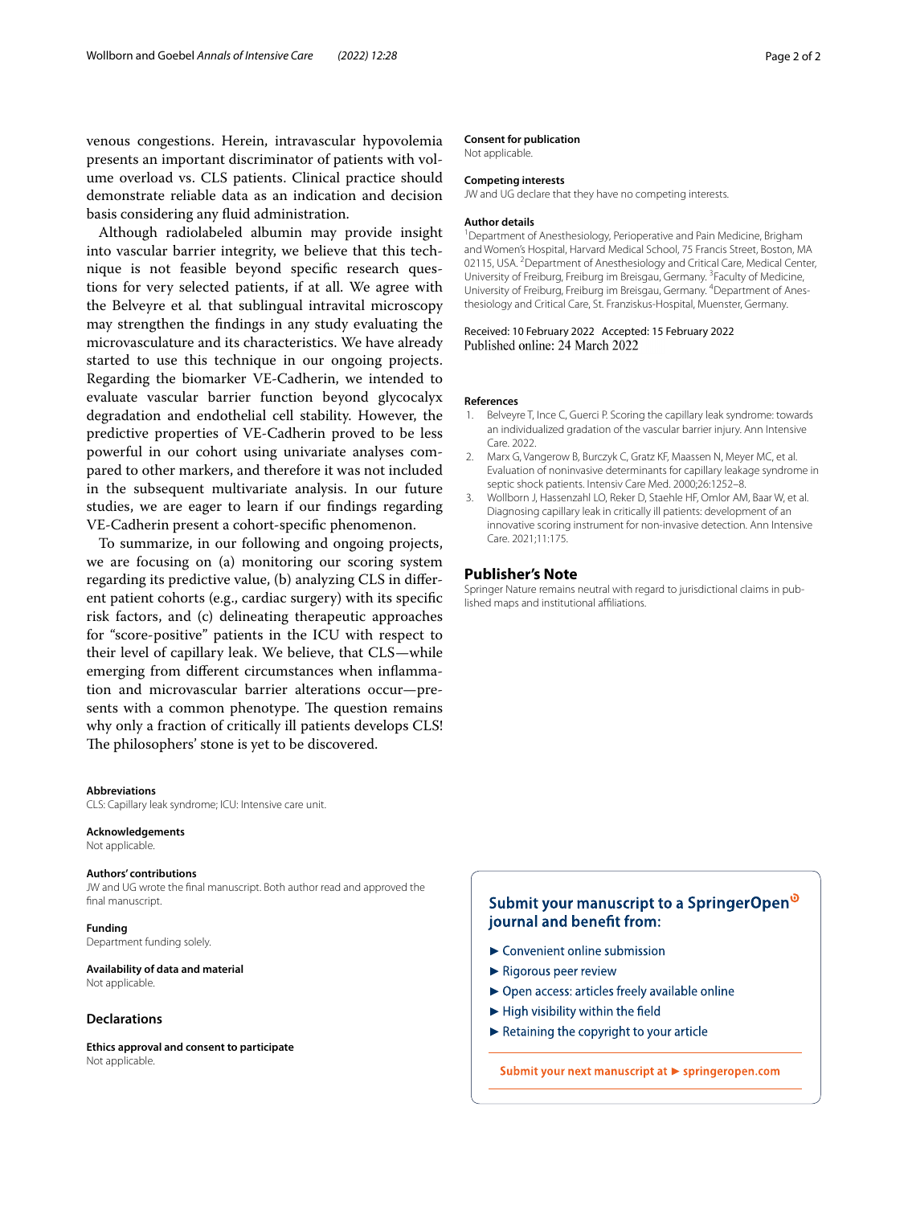venous congestions. Herein, intravascular hypovolemia presents an important discriminator of patients with volume overload vs. CLS patients. Clinical practice should demonstrate reliable data as an indication and decision basis considering any fluid administration.

Although radiolabeled albumin may provide insight into vascular barrier integrity, we believe that this technique is not feasible beyond specific research questions for very selected patients, if at all. We agree with the Belveyre et al. that sublingual intravital microscopy may strengthen the findings in any study evaluating the microvasculature and its characteristics. We have already started to use this technique in our ongoing projects. Regarding the biomarker VE-Cadherin, we intended to evaluate vascular barrier function beyond glycocalyx degradation and endothelial cell stability. However, the predictive properties of VE-Cadherin proved to be less powerful in our cohort using univariate analyses compared to other markers, and therefore it was not included in the subsequent multivariate analysis. In our future studies, we are eager to learn if our findings regarding VE-Cadherin present a cohort-specific phenomenon.

To summarize, in our following and ongoing projects, we are focusing on (a) monitoring our scoring system regarding its predictive value, (b) analyzing CLS in different patient cohorts (e.g., cardiac surgery) with its specific risk factors, and (c) delineating therapeutic approaches for "score-positive" patients in the ICU with respect to their level of capillary leak. We believe, that CLS—while emerging from different circumstances when inflammation and microvascular barrier alterations occur—presents with a common phenotype. The question remains why only a fraction of critically ill patients develops CLS! The philosophers' stone is yet to be discovered.

#### Abbreviations
CLS: Capillary leak syndrome; ICU: Intensive care unit.

#### Acknowledgements
Not applicable.

#### Authors' contributions
JW and UG wrote the final manuscript. Both author read and approved the final manuscript.

#### Funding
Department funding solely.

#### Availability of data and material
Not applicable.

### Declarations

#### Ethics approval and consent to participate
Not applicable.

#### Consent for publication
Not applicable.

#### Competing interests
JW and UG declare that they have no competing interests.

#### Author details
[1]Department of Anesthesiology, Perioperative and Pain Medicine, Brigham and Women's Hospital, Harvard Medical School, 75 Francis Street, Boston, MA 02115, USA. [2]Department of Anesthesiology and Critical Care, Medical Center, University of Freiburg, Freiburg im Breisgau, Germany. [3]Faculty of Medicine, University of Freiburg, Freiburg im Breisgau, Germany. [4]Department of Anesthesiology and Critical Care, St. Franziskus-Hospital, Muenster, Germany.

Received: 10 February 2022 Accepted: 15 February 2022
Published online: 24 March 2022

#### References
1. Belveyre T, Ince C, Guerci P. Scoring the capillary leak syndrome: towards an individualized gradation of the vascular barrier injury. Ann Intensive Care. 2022.
2. Marx G, Vangerow B, Burczyk C, Gratz KF, Maassen N, Meyer MC, et al. Evaluation of noninvasive determinants for capillary leakage syndrome in septic shock patients. Intensiv Care Med. 2000;26:1252–8.
3. Wollborn J, Hassenzahl LO, Reker D, Staehle HF, Omlor AM, Baar W, et al. Diagnosing capillary leak in critically ill patients: development of an innovative scoring instrument for non-invasive detection. Ann Intensive Care. 2021;11:175.

## Publisher's Note
Springer Nature remains neutral with regard to jurisdictional claims in published maps and institutional affiliations.